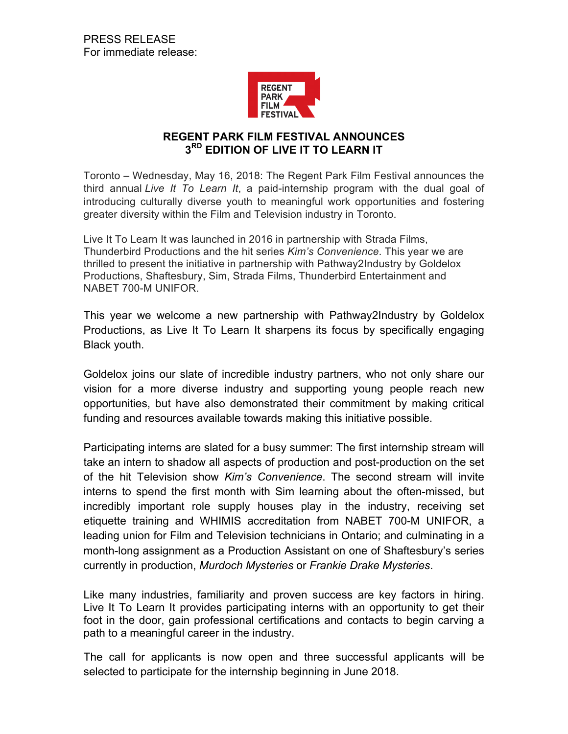PRESS RELEASE
For immediate release:

REGENT PARK FILM FESTIVAL

# REGENT PARK FILM FESTIVAL ANNOUNCES 3RD EDITION OF LIVE IT TO LEARN IT

Toronto – Wednesday, May 16, 2018: The Regent Park Film Festival announces the third annual *Live It To Learn It*, a paid-internship program with the dual goal of introducing culturally diverse youth to meaningful work opportunities and fostering greater diversity within the Film and Television industry in Toronto.

Live It To Learn It was launched in 2016 in partnership with Strada Films, Thunderbird Productions and the hit series *Kim's Convenience*. This year we are thrilled to present the initiative in partnership with Pathway2Industry by Goldelox Productions, Shaftesbury, Sim, Strada Films, Thunderbird Entertainment and NABET 700-M UNIFOR.

This year we welcome a new partnership with Pathway2Industry by Goldelox Productions, as Live It To Learn It sharpens its focus by specifically engaging Black youth.

Goldelox joins our slate of incredible industry partners, who not only share our vision for a more diverse industry and supporting young people reach new opportunities, but have also demonstrated their commitment by making critical funding and resources available towards making this initiative possible.

Participating interns are slated for a busy summer: The first internship stream will take an intern to shadow all aspects of production and post-production on the set of the hit Television show *Kim's Convenience*. The second stream will invite interns to spend the first month with Sim learning about the often-missed, but incredibly important role supply houses play in the industry, receiving set etiquette training and WHIMIS accreditation from NABET 700-M UNIFOR, a leading union for Film and Television technicians in Ontario; and culminating in a month-long assignment as a Production Assistant on one of Shaftesbury's series currently in production, *Murdoch Mysteries* or *Frankie Drake Mysteries*.

Like many industries, familiarity and proven success are key factors in hiring. Live It To Learn It provides participating interns with an opportunity to get their foot in the door, gain professional certifications and contacts to begin carving a path to a meaningful career in the industry.

The call for applicants is now open and three successful applicants will be selected to participate for the internship beginning in June 2018.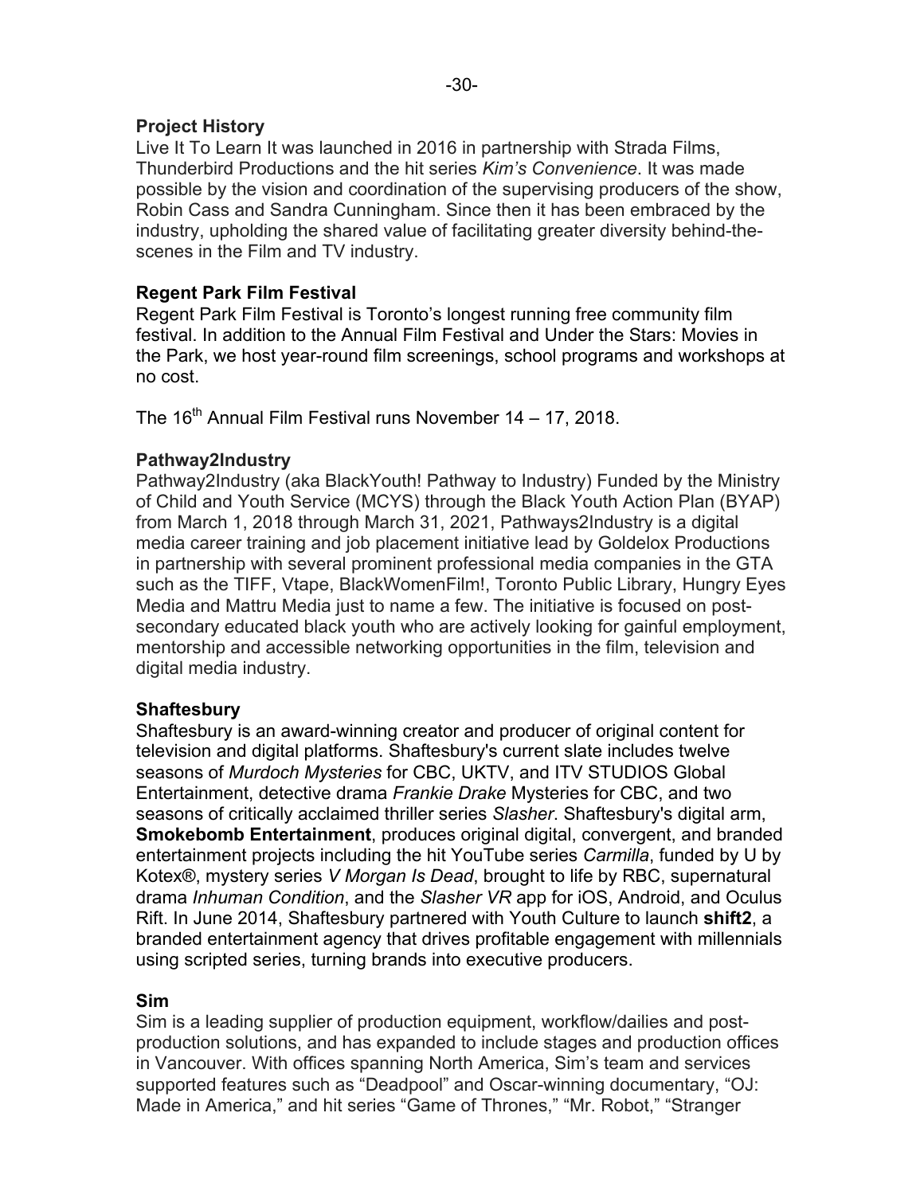**Project History**
Live It To Learn It was launched in 2016 in partnership with Strada Films, Thunderbird Productions and the hit series *Kim's Convenience*. It was made possible by the vision and coordination of the supervising producers of the show, Robin Cass and Sandra Cunningham. Since then it has been embraced by the industry, upholding the shared value of facilitating greater diversity behind-the-scenes in the Film and TV industry.

**Regent Park Film Festival**
Regent Park Film Festival is Toronto's longest running free community film festival. In addition to the Annual Film Festival and Under the Stars: Movies in the Park, we host year-round film screenings, school programs and workshops at no cost.

The 16th Annual Film Festival runs November 14 – 17, 2018.

**Pathway2Industry**
Pathway2Industry (aka BlackYouth! Pathway to Industry) Funded by the Ministry of Child and Youth Service (MCYS) through the Black Youth Action Plan (BYAP) from March 1, 2018 through March 31, 2021, Pathways2Industry is a digital media career training and job placement initiative lead by Goldelox Productions in partnership with several prominent professional media companies in the GTA such as the TIFF, Vtape, BlackWomenFilm!, Toronto Public Library, Hungry Eyes Media and Mattru Media just to name a few. The initiative is focused on post-secondary educated black youth who are actively looking for gainful employment, mentorship and accessible networking opportunities in the film, television and digital media industry.

**Shaftesbury**
Shaftesbury is an award-winning creator and producer of original content for television and digital platforms. Shaftesbury's current slate includes twelve seasons of *Murdoch Mysteries* for CBC, UKTV, and ITV STUDIOS Global Entertainment, detective drama *Frankie Drake* Mysteries for CBC, and two seasons of critically acclaimed thriller series *Slasher*. Shaftesbury's digital arm, **Smokebomb Entertainment**, produces original digital, convergent, and branded entertainment projects including the hit YouTube series *Carmilla*, funded by U by Kotex®, mystery series *V Morgan Is Dead*, brought to life by RBC, supernatural drama *Inhuman Condition*, and the *Slasher VR* app for iOS, Android, and Oculus Rift. In June 2014, Shaftesbury partnered with Youth Culture to launch **shift2**, a branded entertainment agency that drives profitable engagement with millennials using scripted series, turning brands into executive producers.

**Sim**
Sim is a leading supplier of production equipment, workflow/dailies and post-production solutions, and has expanded to include stages and production offices in Vancouver. With offices spanning North America, Sim's team and services supported features such as "Deadpool" and Oscar-winning documentary, "OJ: Made in America," and hit series "Game of Thrones," "Mr. Robot," "Stranger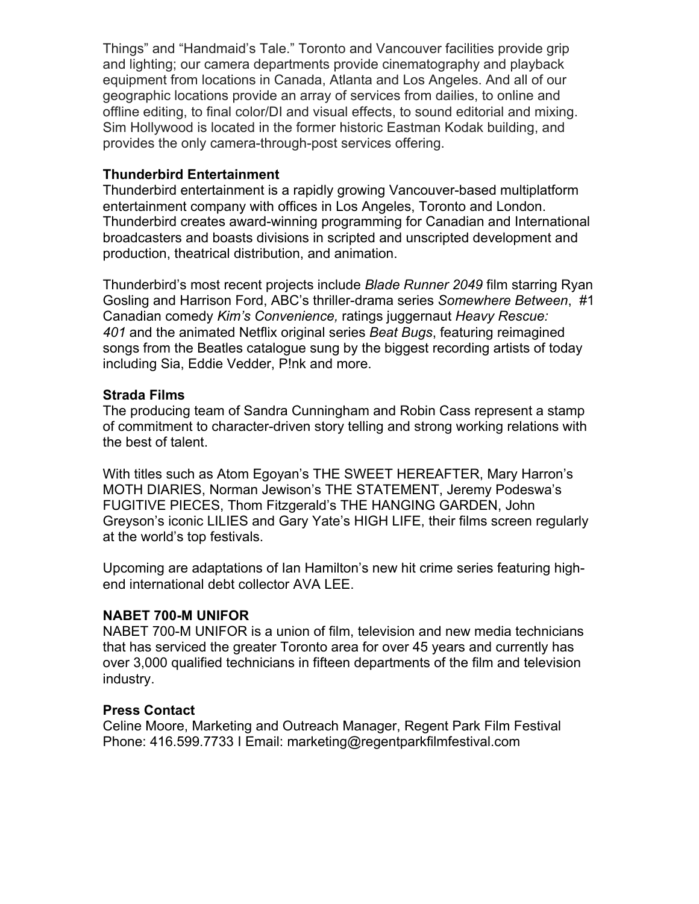Things" and "Handmaid's Tale." Toronto and Vancouver facilities provide grip and lighting; our camera departments provide cinematography and playback equipment from locations in Canada, Atlanta and Los Angeles. And all of our geographic locations provide an array of services from dailies, to online and offline editing, to final color/DI and visual effects, to sound editorial and mixing. Sim Hollywood is located in the former historic Eastman Kodak building, and provides the only camera-through-post services offering.

**Thunderbird Entertainment**

Thunderbird entertainment is a rapidly growing Vancouver-based multiplatform entertainment company with offices in Los Angeles, Toronto and London. Thunderbird creates award-winning programming for Canadian and International broadcasters and boasts divisions in scripted and unscripted development and production, theatrical distribution, and animation.

Thunderbird's most recent projects include *Blade Runner 2049* film starring Ryan Gosling and Harrison Ford, ABC's thriller-drama series *Somewhere Between*, #1 Canadian comedy *Kim's Convenience,* ratings juggernaut *Heavy Rescue: 401* and the animated Netflix original series *Beat Bugs*, featuring reimagined songs from the Beatles catalogue sung by the biggest recording artists of today including Sia, Eddie Vedder, P!nk and more.

**Strada Films**

The producing team of Sandra Cunningham and Robin Cass represent a stamp of commitment to character-driven story telling and strong working relations with the best of talent.

With titles such as Atom Egoyan's THE SWEET HEREAFTER, Mary Harron's MOTH DIARIES, Norman Jewison's THE STATEMENT, Jeremy Podeswa's FUGITIVE PIECES, Thom Fitzgerald's THE HANGING GARDEN, John Greyson's iconic LILIES and Gary Yate's HIGH LIFE, their films screen regularly at the world's top festivals.

Upcoming are adaptations of Ian Hamilton's new hit crime series featuring high-end international debt collector AVA LEE.

**NABET 700-M UNIFOR**

NABET 700-M UNIFOR is a union of film, television and new media technicians that has serviced the greater Toronto area for over 45 years and currently has over 3,000 qualified technicians in fifteen departments of the film and television industry.

**Press Contact**

Celine Moore, Marketing and Outreach Manager, Regent Park Film Festival
Phone: 416.599.7733 I Email: marketing@regentparkfilmfestival.com